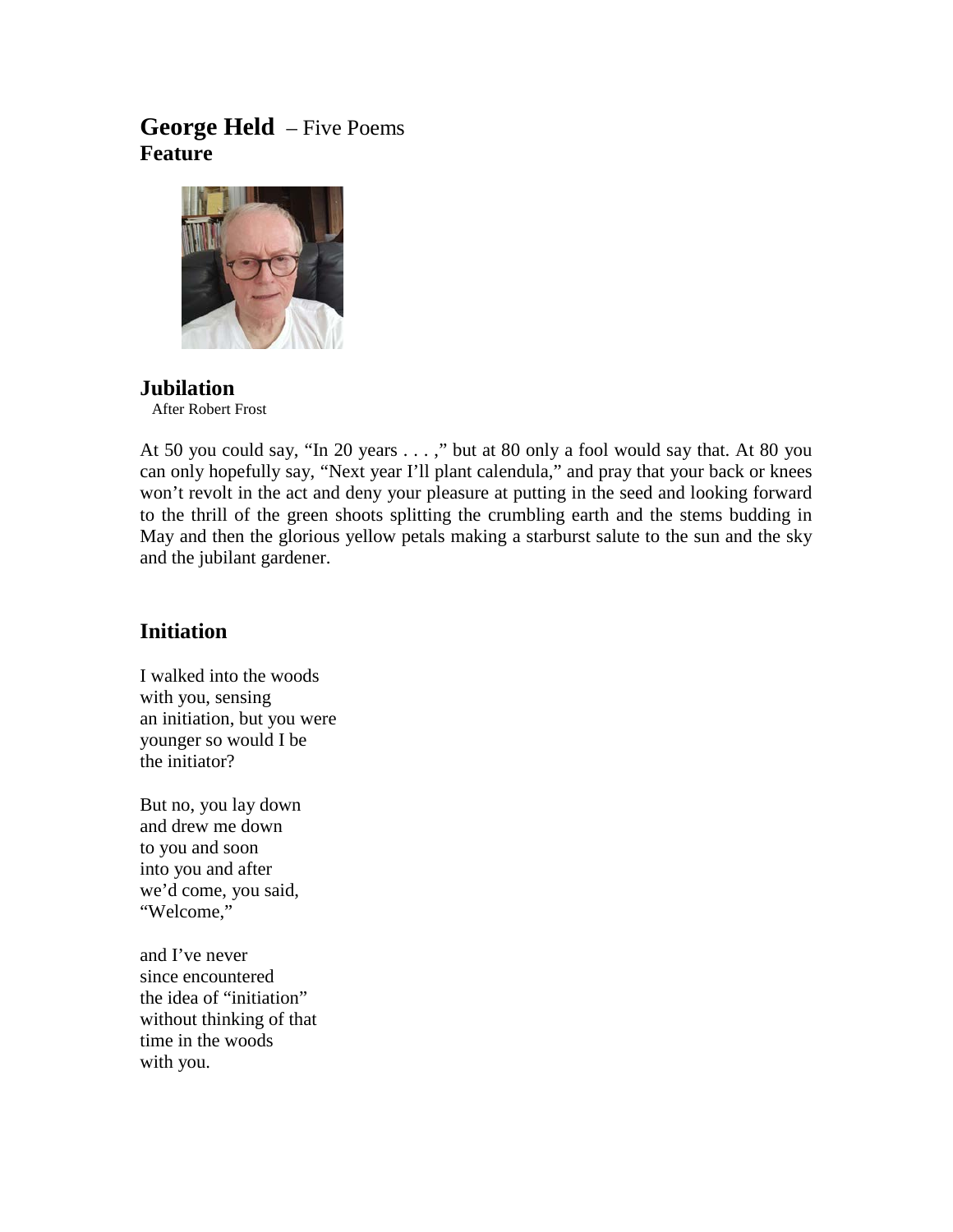# **George Held** – Five Poems
**Feature**

## Jubilation
After Robert Frost

At 50 you could say, "In 20 years . . . ," but at 80 only a fool would say that. At 80 you can only hopefully say, "Next year I'll plant calendula," and pray that your back or knees won't revolt in the act and deny your pleasure at putting in the seed and looking forward to the thrill of the green shoots splitting the crumbling earth and the stems budding in May and then the glorious yellow petals making a starburst salute to the sun and the sky and the jubilant gardener.

## Initiation

I walked into the woods
with you, sensing
an initiation, but you were
younger so would I be
the initiator?

But no, you lay down
and drew me down
to you and soon
into you and after
we'd come, you said,
"Welcome,"

and I've never
since encountered
the idea of "initiation"
without thinking of that
time in the woods
with you.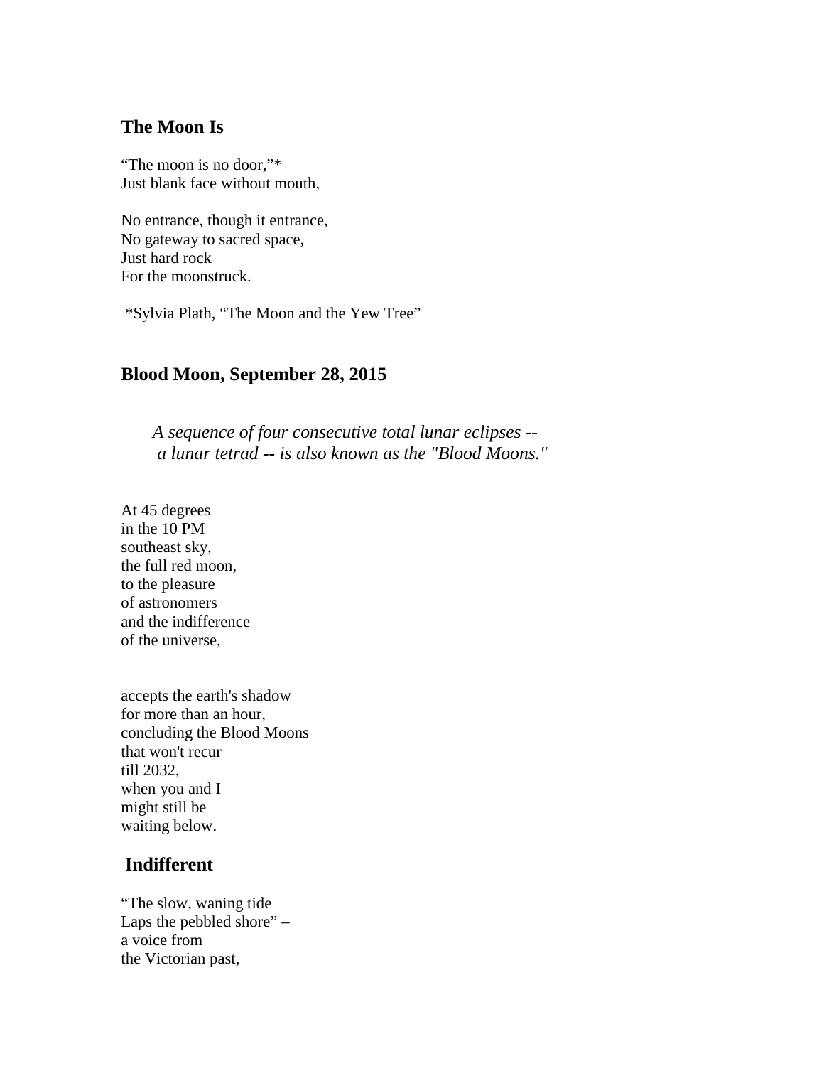## The Moon Is

"The moon is no door,"*  
Just blank face without mouth,

No entrance, though it entrance,  
No gateway to sacred space,  
Just hard rock  
For the moonstruck.

*Sylvia Plath, "The Moon and the Yew Tree"

## Blood Moon, September 28, 2015

*A sequence of four consecutive total lunar eclipses --*  
*a lunar tetrad -- is also known as the "Blood Moons."*

At 45 degrees  
in the 10 PM  
southeast sky,  
the full red moon,  
to the pleasure  
of astronomers  
and the indifference  
of the universe,

accepts the earth's shadow  
for more than an hour,  
concluding the Blood Moons  
that won't recur  
till 2032,  
when you and I  
might still be  
waiting below.

## Indifferent

"The slow, waning tide  
Laps the pebbled shore" –  
a voice from  
the Victorian past,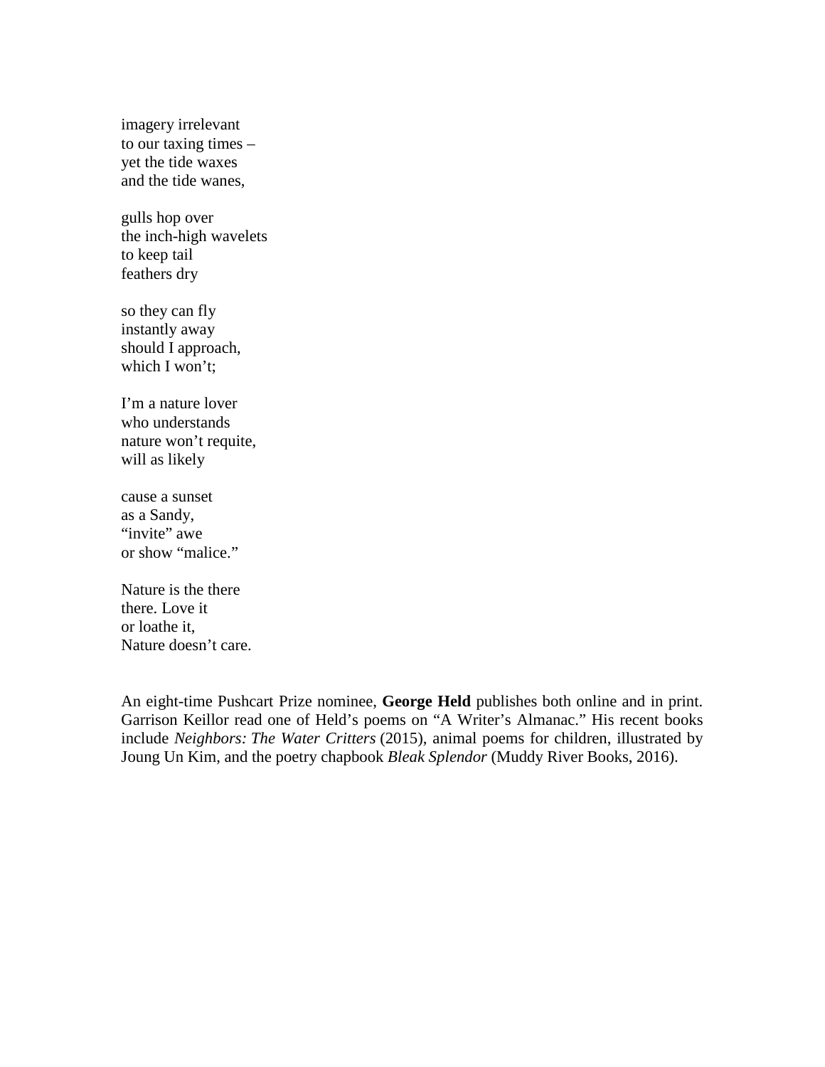imagery irrelevant  
to our taxing times –  
yet the tide waxes  
and the tide wanes,

gulls hop over  
the inch-high wavelets  
to keep tail  
feathers dry

so they can fly  
instantly away  
should I approach,  
which I won't;

I'm a nature lover  
who understands  
nature won't requite,  
will as likely

cause a sunset  
as a Sandy,  
"invite" awe  
or show "malice."

Nature is the there  
there. Love it  
or loathe it,  
Nature doesn't care.

An eight-time Pushcart Prize nominee, **George Held** publishes both online and in print. Garrison Keillor read one of Held's poems on "A Writer's Almanac." His recent books include *Neighbors: The Water Critters* (2015), animal poems for children, illustrated by Joung Un Kim, and the poetry chapbook *Bleak Splendor* (Muddy River Books, 2016).